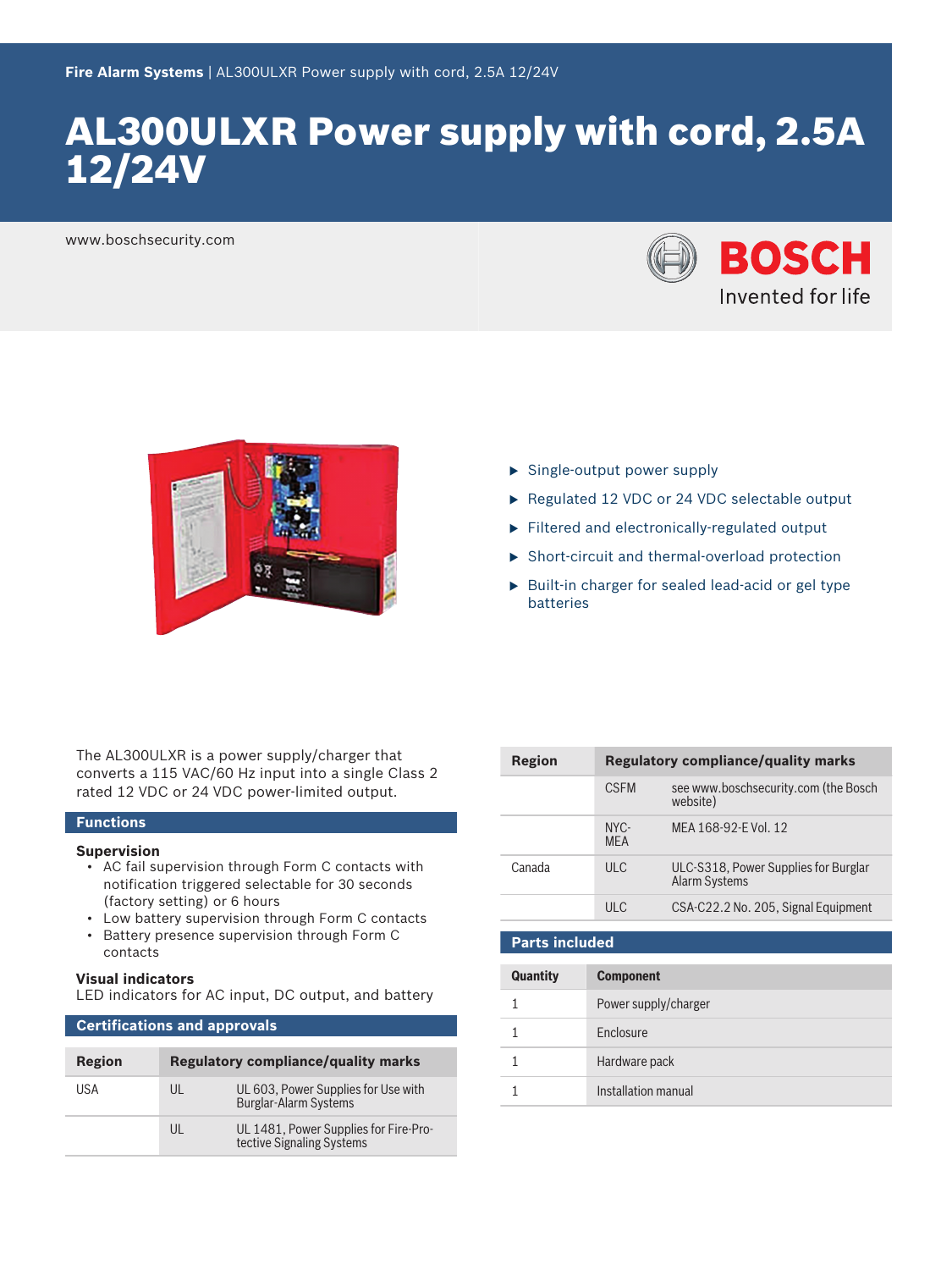Fire Alarm Systems | AL300ULXR Power supply with cord, 2.5A 12/24V

# AL300ULXR Power supply with cord, 2.5A 12/24V

www.boschsecurity.com

- Single-output power supply
- Regulated 12 VDC or 24 VDC selectable output
- Filtered and electronically-regulated output
- Short-circuit and thermal-overload protection
- Built-in charger for sealed lead-acid or gel type batteries

The AL300ULXR is a power supply/charger that converts a 115 VAC/60 Hz input into a single Class 2 rated 12 VDC or 24 VDC power-limited output.

## Functions

### Supervision

- AC fail supervision through Form C contacts with notification triggered selectable for 30 seconds (factory setting) or 6 hours
- Low battery supervision through Form C contacts
- Battery presence supervision through Form C contacts

### Visual indicators

LED indicators for AC input, DC output, and battery

## Certifications and approvals

| Region | Regulatory compliance/quality marks | |
|---|---|---|
| USA | UL | UL 603, Power Supplies for Use with Burglar-Alarm Systems |
| | UL | UL 1481, Power Supplies for Fire-Protective Signaling Systems |
| | CSFM | see www.boschsecurity.com (the Bosch website) |
| | NYC-MEA | MEA 168-92-E Vol. 12 |
| Canada | ULC | ULC-S318, Power Supplies for Burglar Alarm Systems |
| | ULC | CSA-C22.2 No. 205, Signal Equipment |

## Parts included

| Quantity | Component |
|---|---|
| 1 | Power supply/charger |
| 1 | Enclosure |
| 1 | Hardware pack |
| 1 | Installation manual |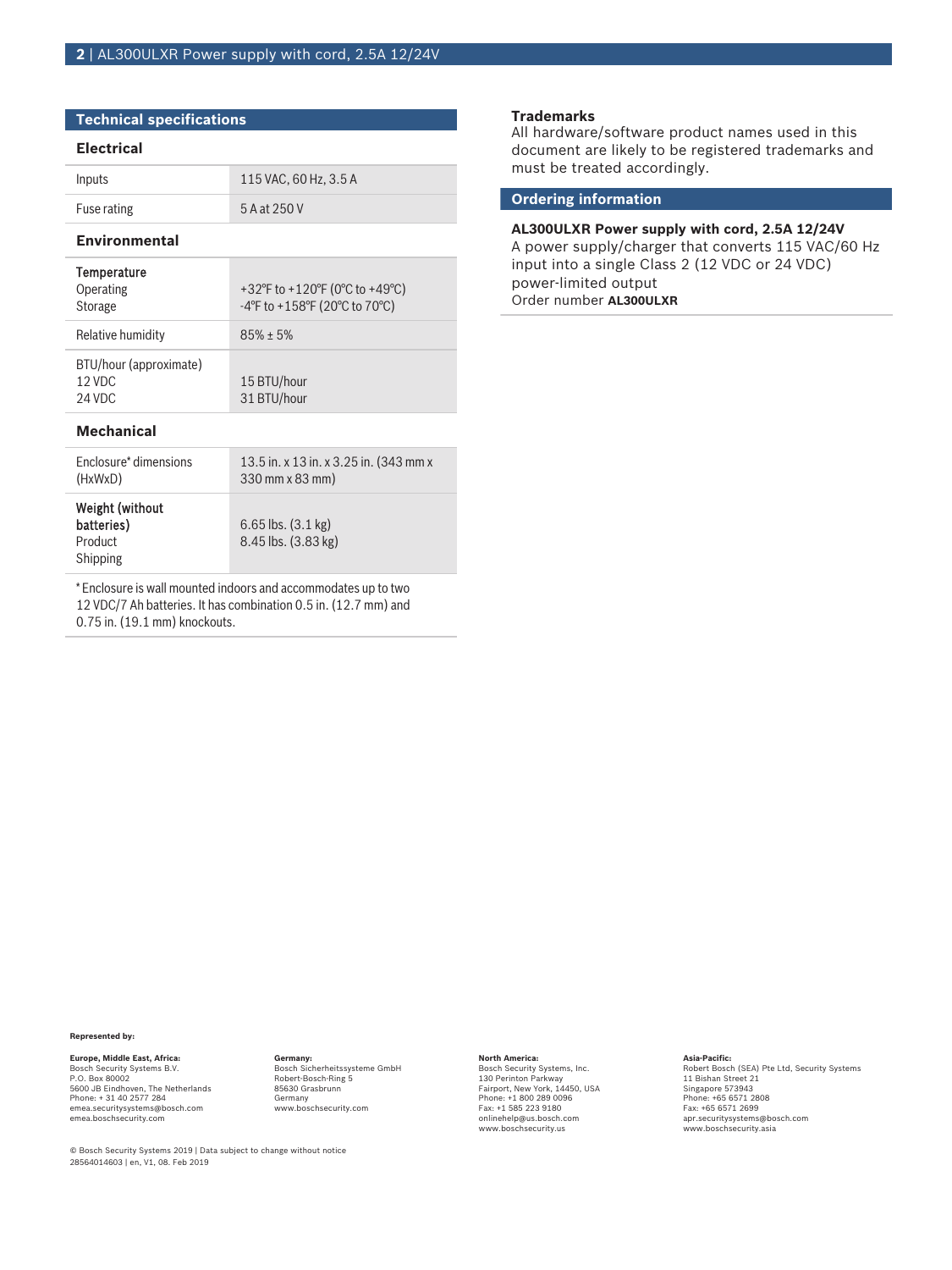## Technical specifications

### Electrical

| | |
|---|---|
| Inputs | 115 VAC, 60 Hz, 3.5 A |
| Fuse rating | 5 A at 250 V |

### Environmental

| | |
|---|---|
| **Temperature**<br>Operating<br>Storage | <br>+32°F to +120°F (0°C to +49°C)<br>-4°F to +158°F (20°C to 70°C) |
| Relative humidity | 85% ± 5% |
| BTU/hour (approximate)<br>12 VDC<br>24 VDC | <br>15 BTU/hour<br>31 BTU/hour |

### Mechanical

| | |
|---|---|
| Enclosure* dimensions (HxWxD) | 13.5 in. x 13 in. x 3.25 in. (343 mm x 330 mm x 83 mm) |
| **Weight (without batteries)**<br>Product<br>Shipping | <br>6.65 lbs. (3.1 kg)<br>8.45 lbs. (3.83 kg) |

* Enclosure is wall mounted indoors and accommodates up to two 12 VDC/7 Ah batteries. It has combination 0.5 in. (12.7 mm) and 0.75 in. (19.1 mm) knockouts.

### Trademarks

All hardware/software product names used in this document are likely to be registered trademarks and must be treated accordingly.

## Ordering information

**AL300ULXR Power supply with cord, 2.5A 12/24V**
A power supply/charger that converts 115 VAC/60 Hz input into a single Class 2 (12 VDC or 24 VDC) power-limited output
Order number **AL300ULXR**

**Represented by:**

**Europe, Middle East, Africa:**
Bosch Security Systems B.V.
P.O. Box 80002
5600 JB Eindhoven, The Netherlands
Phone: + 31 40 2577 284
emea.securitysystems@bosch.com
emea.boschsecurity.com

**Germany:**
Bosch Sicherheitssysteme GmbH
Robert-Bosch-Ring 5
85630 Grasbrunn
Germany
www.boschsecurity.com

**North America:**
Bosch Security Systems, Inc.
130 Perinton Parkway
Fairport, New York, 14450, USA
Phone: +1 800 289 0096
Fax: +1 585 223 9180
onlinehelp@us.bosch.com
www.boschsecurity.us

**Asia-Pacific:**
Robert Bosch (SEA) Pte Ltd, Security Systems
11 Bishan Street 21
Singapore 573943
Phone: +65 6571 2808
Fax: +65 6571 2699
apr.securitysystems@bosch.com
www.boschsecurity.asia

© Bosch Security Systems 2019 | Data subject to change without notice
28564014603 | en, V1, 08. Feb 2019